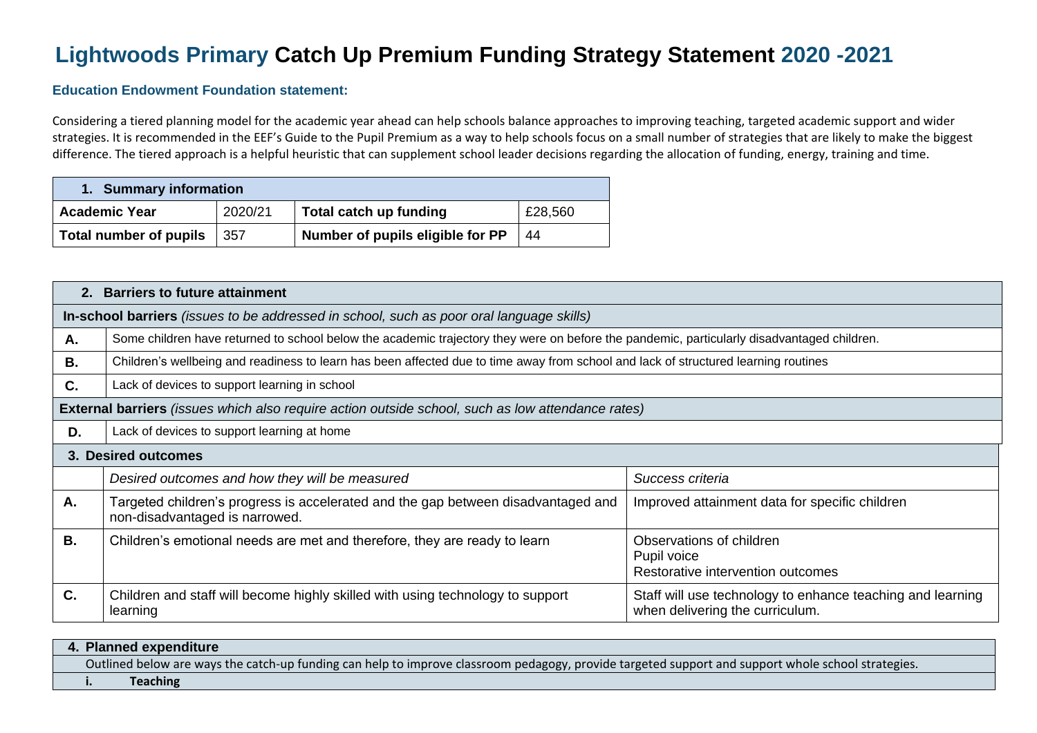# Lightwoods Primary Catch Up Premium Funding Strategy Statement 2020 -2021

### Education Endowment Foundation statement:

Considering a tiered planning model for the academic year ahead can help schools balance approaches to improving teaching, targeted academic support and wider strategies. It is recommended in the EEF's Guide to the Pupil Premium as a way to help schools focus on a small number of strategies that are likely to make the biggest difference. The tiered approach is a helpful heuristic that can supplement school leader decisions regarding the allocation of funding, energy, training and time.

| **1. Summary information** | | | |
|---|---|---|---|
| **Academic Year** | 2020/21 | **Total catch up funding** | £28,560 |
| **Total number of pupils** | 357 | **Number of pupils eligible for PP** | 44 |

| **2. Barriers to future attainment** | |
|---|---|
| **In-school barriers** *(issues to be addressed in school, such as poor oral language skills)* | |
| **A.** | Some children have returned to school below the academic trajectory they were on before the pandemic, particularly disadvantaged children. |
| **B.** | Children's wellbeing and readiness to learn has been affected due to time away from school and lack of structured learning routines |
| **C.** | Lack of devices to support learning in school |
| **External barriers** *(issues which also require action outside school, such as low attendance rates)* | |
| **D.** | Lack of devices to support learning at home |

| **3. Desired outcomes** | | |
|---|---|---|
| | *Desired outcomes and how they will be measured* | *Success criteria* |
| **A.** | Targeted children's progress is accelerated and the gap between disadvantaged and non-disadvantaged is narrowed. | Improved attainment data for specific children |
| **B.** | Children's emotional needs are met and therefore, they are ready to learn | Observations of children<br>Pupil voice<br>Restorative intervention outcomes |
| **C.** | Children and staff will become highly skilled with using technology to support learning | Staff will use technology to enhance teaching and learning when delivering the curriculum. |

| **4. Planned expenditure** |
|---|
| Outlined below are ways the catch-up funding can help to improve classroom pedagogy, provide targeted support and support whole school strategies. |
| **i. Teaching** |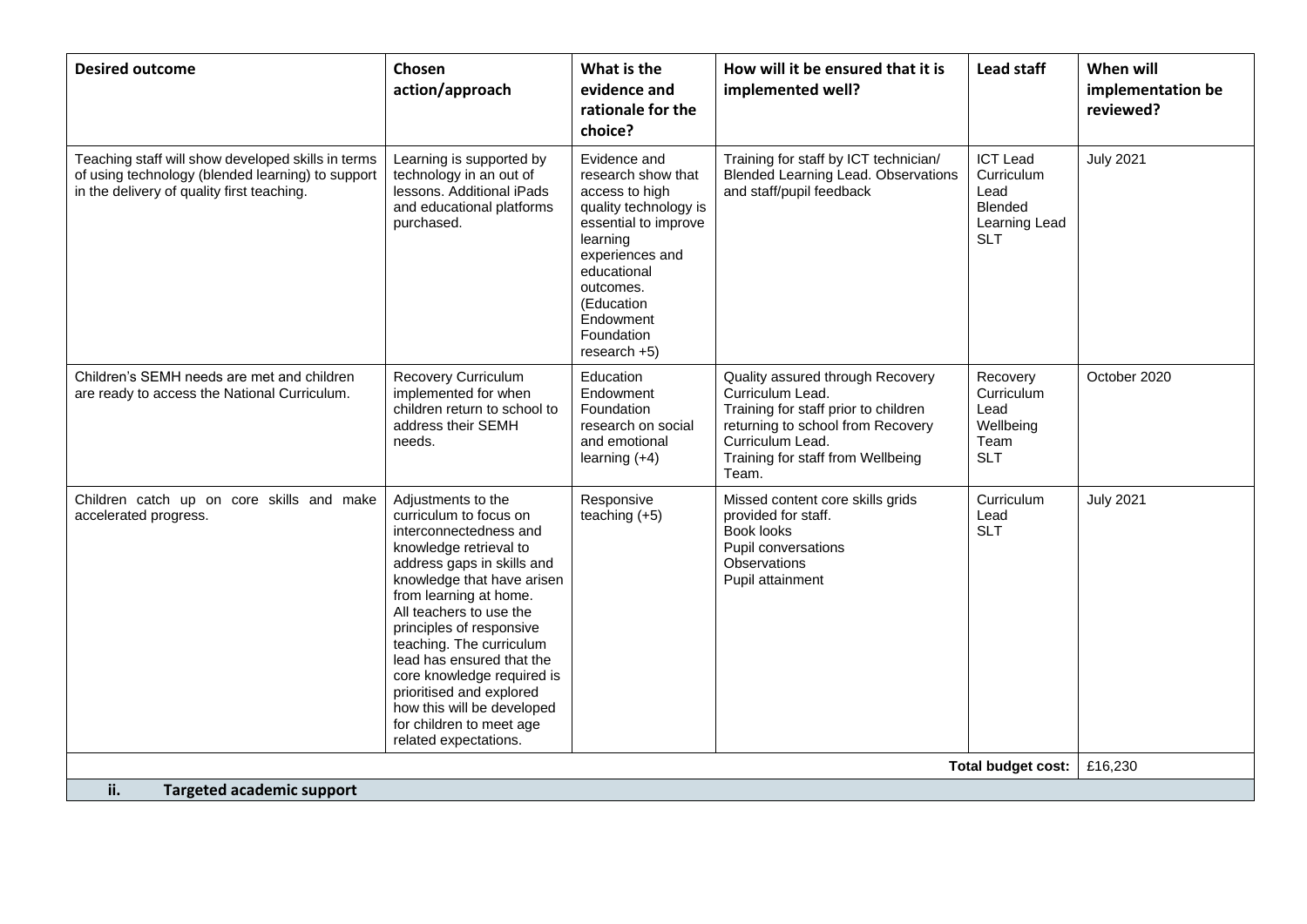| Desired outcome | Chosen action/approach | What is the evidence and rationale for the choice? | How will it be ensured that it is implemented well? | Lead staff | When will implementation be reviewed? |
|---|---|---|---|---|---|
| Teaching staff will show developed skills in terms of using technology (blended learning) to support in the delivery of quality first teaching. | Learning is supported by technology in an out of lessons. Additional iPads and educational platforms purchased. | Evidence and research show that access to high quality technology is essential to improve learning experiences and educational outcomes. (Education Endowment Foundation research +5) | Training for staff by ICT technician/ Blended Learning Lead. Observations and staff/pupil feedback | ICT Lead<br>Curriculum Lead<br>Blended Learning Lead<br>SLT | July 2021 |
| Children's SEMH needs are met and children are ready to access the National Curriculum. | Recovery Curriculum implemented for when children return to school to address their SEMH needs. | Education Endowment Foundation research on social and emotional learning (+4) | Quality assured through Recovery Curriculum Lead.<br>Training for staff prior to children returning to school from Recovery Curriculum Lead.<br>Training for staff from Wellbeing Team. | Recovery Curriculum Lead<br>Wellbeing Team<br>SLT | October 2020 |
| Children catch up on core skills and make accelerated progress. | Adjustments to the curriculum to focus on interconnectedness and knowledge retrieval to address gaps in skills and knowledge that have arisen from learning at home.<br>All teachers to use the principles of responsive teaching. The curriculum lead has ensured that the core knowledge required is prioritised and explored how this will be developed for children to meet age related expectations. | Responsive teaching (+5) | Missed content core skills grids provided for staff.<br>Book looks<br>Pupil conversations<br>Observations<br>Pupil attainment | Curriculum Lead<br>SLT | July 2021 |
| | | | | **Total budget cost:** | £16,230 |

**ii. Targeted academic support**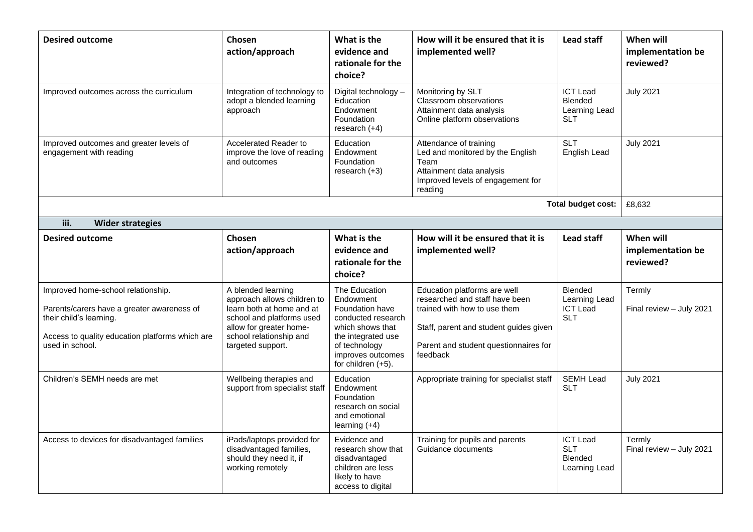| Desired outcome | Chosen action/approach | What is the evidence and rationale for the choice? | How will it be ensured that it is implemented well? | Lead staff | When will implementation be reviewed? |
|---|---|---|---|---|---|
| Improved outcomes across the curriculum | Integration of technology to adopt a blended learning approach | Digital technology – Education Endowment Foundation research (+4) | Monitoring by SLT<br>Classroom observations<br>Attainment data analysis<br>Online platform observations | ICT Lead<br>Blended Learning Lead<br>SLT | July 2021 |
| Improved outcomes and greater levels of engagement with reading | Accelerated Reader to improve the love of reading and outcomes | Education Endowment Foundation research (+3) | Attendance of training<br>Led and monitored by the English Team<br>Attainment data analysis<br>Improved levels of engagement for reading | SLT<br>English Lead | July 2021 |
| | | | | **Total budget cost:** | £8,632 |

### iii. Wider strategies

| Desired outcome | Chosen action/approach | What is the evidence and rationale for the choice? | How will it be ensured that it is implemented well? | Lead staff | When will implementation be reviewed? |
|---|---|---|---|---|---|
| Improved home-school relationship.<br><br>Parents/carers have a greater awareness of their child's learning.<br><br>Access to quality education platforms which are used in school. | A blended learning approach allows children to learn both at home and at school and platforms used allow for greater home-school relationship and targeted support. | The Education Endowment Foundation have conducted research which shows that the integrated use of technology improves outcomes for children (+5). | Education platforms are well researched and staff have been trained with how to use them<br><br>Staff, parent and student guides given<br><br>Parent and student questionnaires for feedback | Blended Learning Lead<br>ICT Lead<br>SLT | Termly<br><br>Final review – July 2021 |
| Children's SEMH needs are met | Wellbeing therapies and support from specialist staff | Education Endowment Foundation research on social and emotional learning (+4) | Appropriate training for specialist staff | SEMH Lead<br>SLT | July 2021 |
| Access to devices for disadvantaged families | iPads/laptops provided for disadvantaged families, should they need it, if working remotely | Evidence and research show that disadvantaged children are less likely to have access to digital | Training for pupils and parents<br>Guidance documents | ICT Lead<br>SLT<br>Blended Learning Lead | Termly<br>Final review – July 2021 |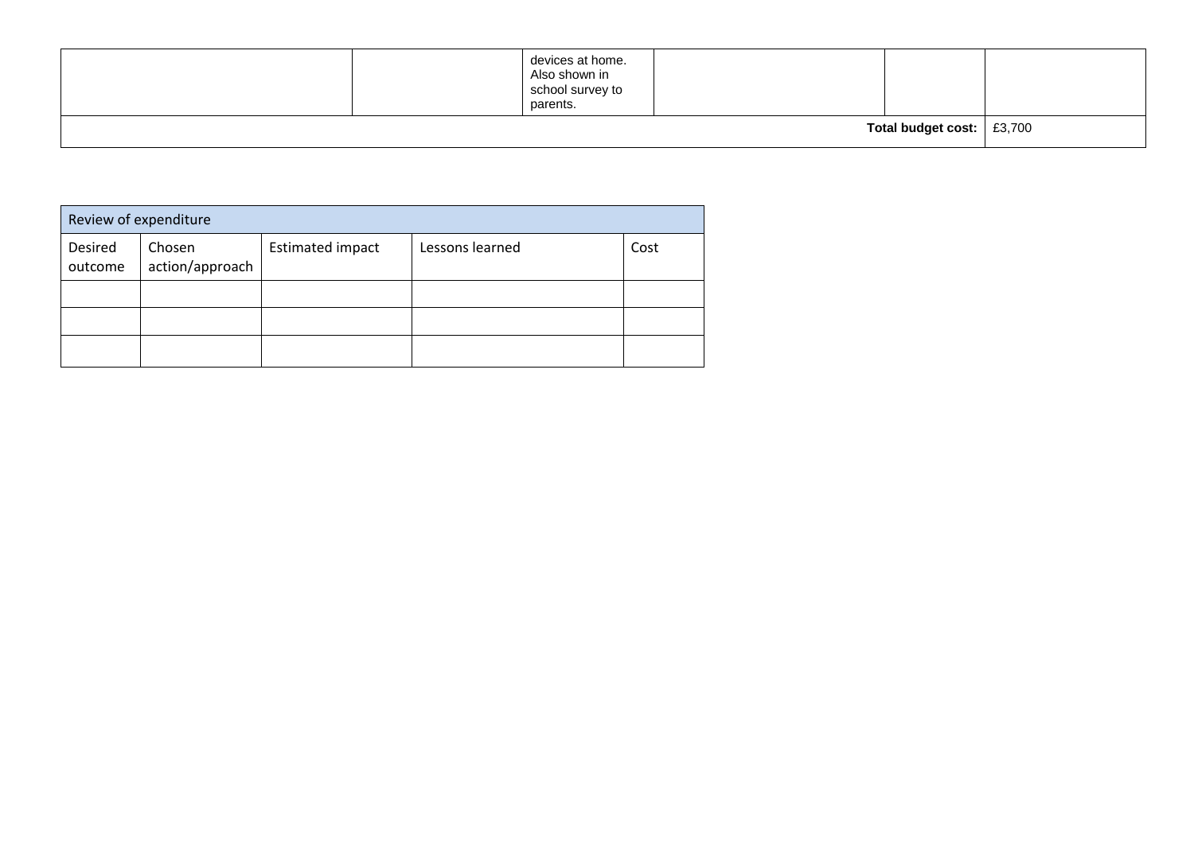| | | | | | |
|---|---|---|---|---|---|
| | | devices at home. Also shown in school survey to parents. | | | |
| | | | | **Total budget cost:** | £3,700 |

| Review of expenditure | | | | |
|---|---|---|---|---|
| Desired outcome | Chosen action/approach | Estimated impact | Lessons learned | Cost |
| | | | | |
| | | | | |
| | | | | |